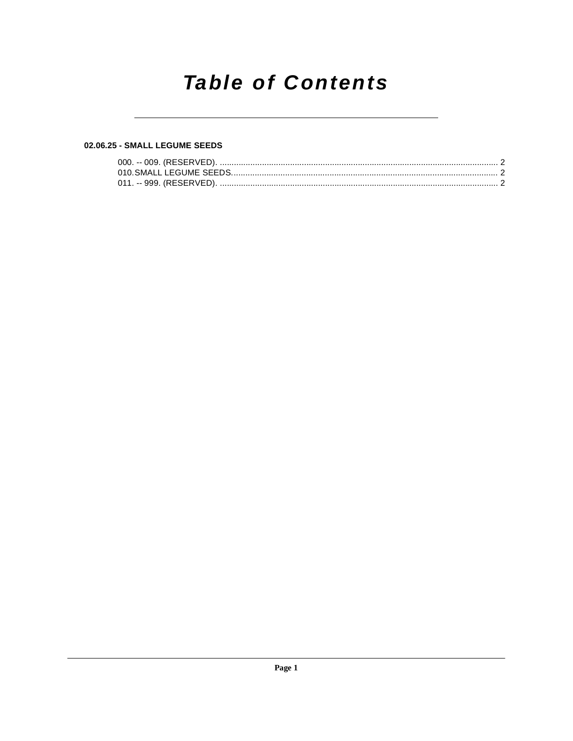# Table of Contents

**02.06.25 - SMALL LEGUME SEEDS**

000. -- 009. (RESERVED). ........................................................................................................................ 2
010. SMALL LEGUME SEEDS. ................................................................................................................. 2
011. -- 999. (RESERVED). ........................................................................................................................ 2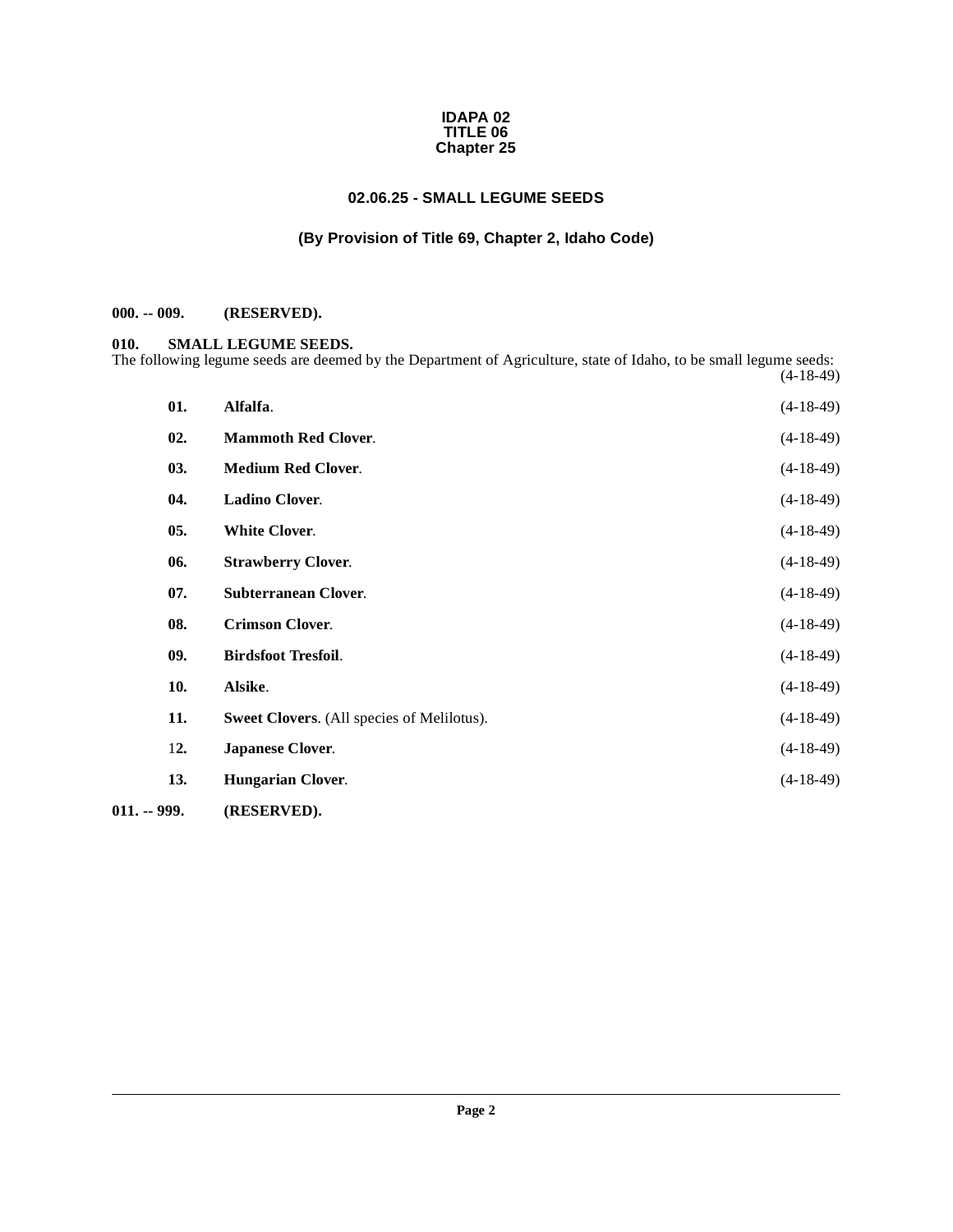**IDAPA 02**
**TITLE 06**
**Chapter 25**

# 02.06.25 - SMALL LEGUME SEEDS

## (By Provision of Title 69, Chapter 2, Idaho Code)

**000. -- 009. (RESERVED).**

**010. SMALL LEGUME SEEDS.**

The following legume seeds are deemed by the Department of Agriculture, state of Idaho, to be small legume seeds: (4-18-49)

**01. Alfalfa**. (4-18-49)

**02. Mammoth Red Clover**. (4-18-49)

**03. Medium Red Clover**. (4-18-49)

**04. Ladino Clover**. (4-18-49)

**05. White Clover**. (4-18-49)

**06. Strawberry Clover**. (4-18-49)

**07. Subterranean Clover**. (4-18-49)

**08. Crimson Clover**. (4-18-49)

**09. Birdsfoot Tresfoil**. (4-18-49)

**10. Alsike**. (4-18-49)

**11. Sweet Clovers**. (All species of Melilotus). (4-18-49)

**12. Japanese Clover**. (4-18-49)

**13. Hungarian Clover**. (4-18-49)

**011. -- 999. (RESERVED).**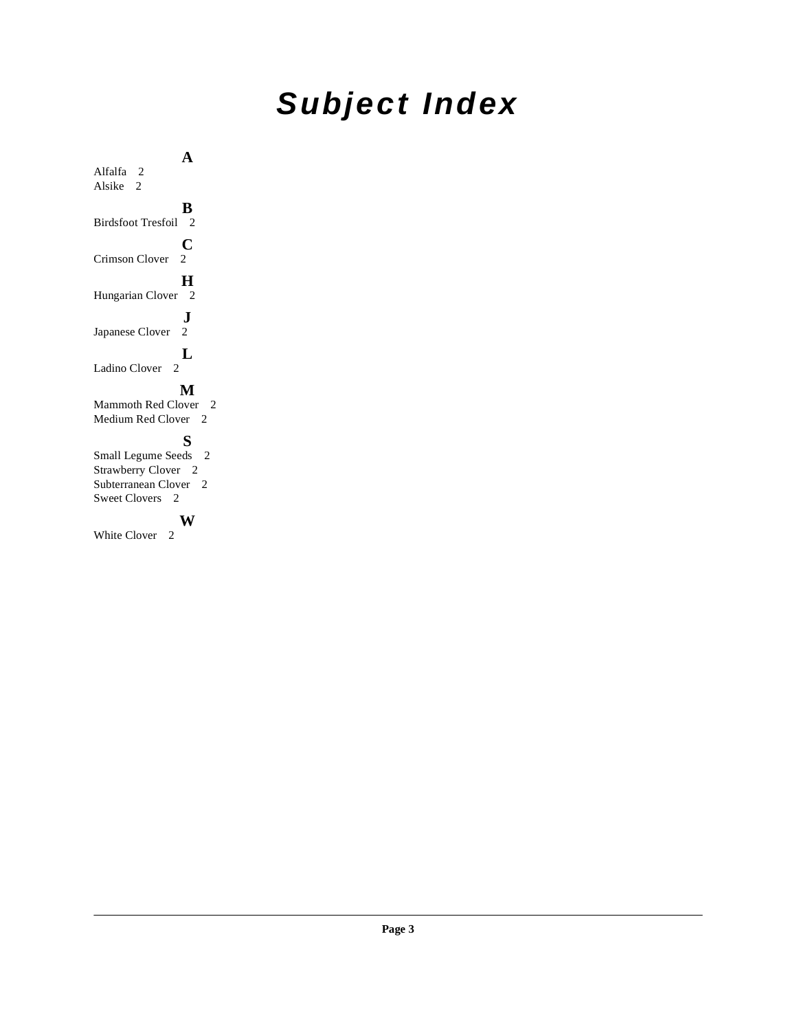# *Subject Index*

**A**

Alfalfa 2
Alsike 2

**B**

Birdsfoot Tresfoil 2

**C**

Crimson Clover 2

**H**

Hungarian Clover 2

**J**

Japanese Clover 2

**L**

Ladino Clover 2

**M**

Mammoth Red Clover 2
Medium Red Clover 2

**S**

Small Legume Seeds 2
Strawberry Clover 2
Subterranean Clover 2
Sweet Clovers 2

**W**

White Clover 2